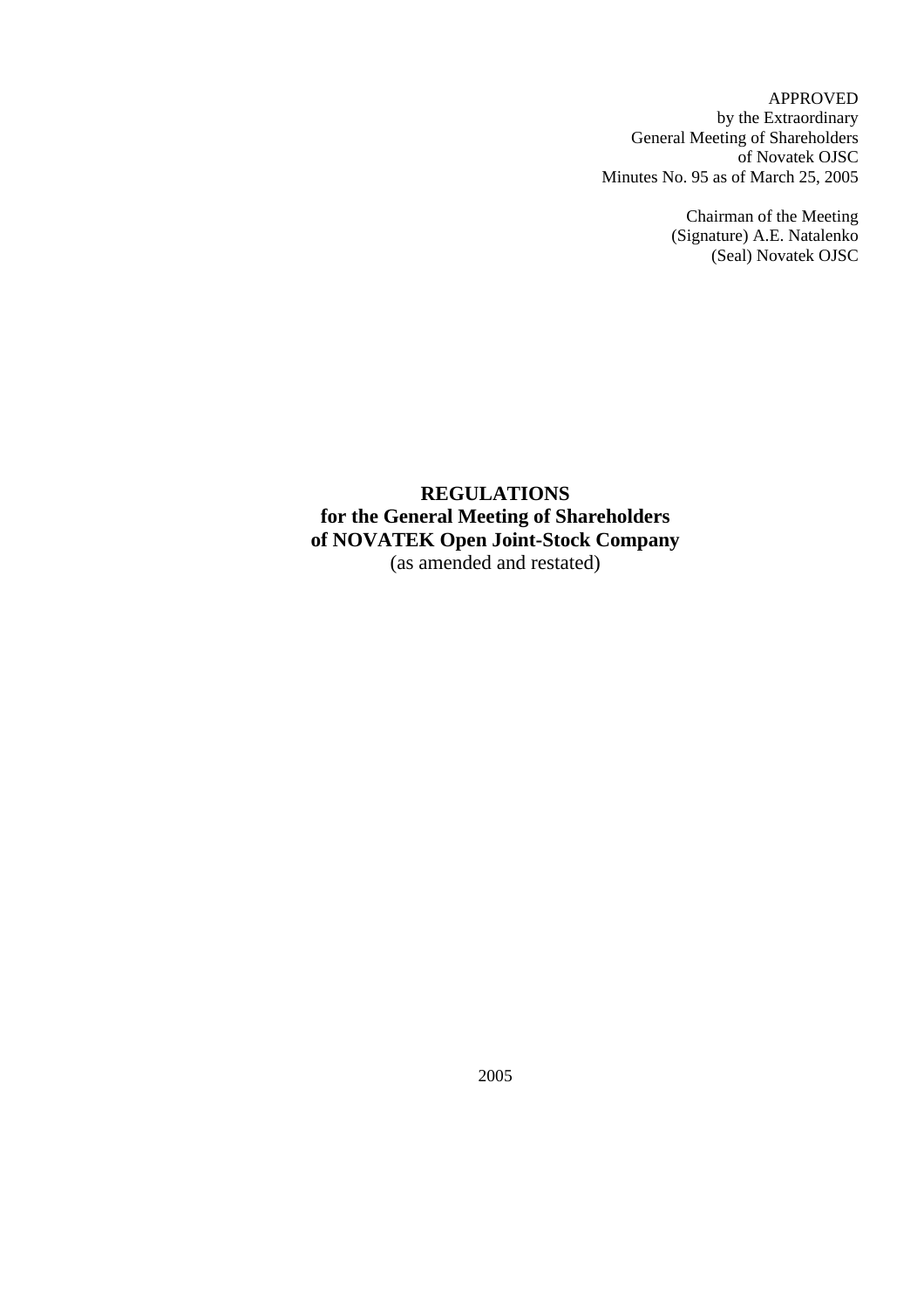APPROVED
by the Extraordinary
General Meeting of Shareholders
of Novatek OJSC
Minutes No. 95 as of March 25, 2005

Chairman of the Meeting
(Signature) A.E. Natalenko
(Seal) Novatek OJSC

# REGULATIONS
# for the General Meeting of Shareholders
# of NOVATEK Open Joint-Stock Company

(as amended and restated)

2005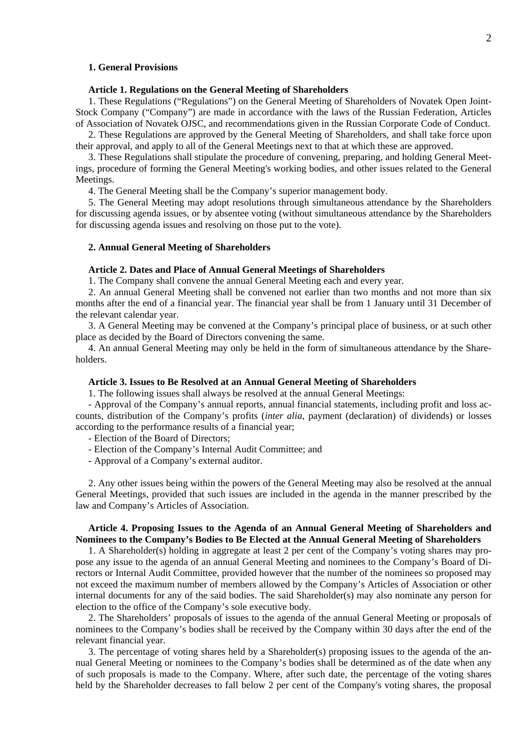## 1. General Provisions

### Article 1. Regulations on the General Meeting of Shareholders

1. These Regulations ("Regulations") on the General Meeting of Shareholders of Novatek Open Joint-Stock Company ("Company") are made in accordance with the laws of the Russian Federation, Articles of Association of Novatek OJSC, and recommendations given in the Russian Corporate Code of Conduct.

2. These Regulations are approved by the General Meeting of Shareholders, and shall take force upon their approval, and apply to all of the General Meetings next to that at which these are approved.

3. These Regulations shall stipulate the procedure of convening, preparing, and holding General Meetings, procedure of forming the General Meeting's working bodies, and other issues related to the General Meetings.

4. The General Meeting shall be the Company's superior management body.

5. The General Meeting may adopt resolutions through simultaneous attendance by the Shareholders for discussing agenda issues, or by absentee voting (without simultaneous attendance by the Shareholders for discussing agenda issues and resolving on those put to the vote).

## 2. Annual General Meeting of Shareholders

### Article 2. Dates and Place of Annual General Meetings of Shareholders

1. The Company shall convene the annual General Meeting each and every year.

2. An annual General Meeting shall be convened not earlier than two months and not more than six months after the end of a financial year. The financial year shall be from 1 January until 31 December of the relevant calendar year.

3. A General Meeting may be convened at the Company's principal place of business, or at such other place as decided by the Board of Directors convening the same.

4. An annual General Meeting may only be held in the form of simultaneous attendance by the Shareholders.

### Article 3. Issues to Be Resolved at an Annual General Meeting of Shareholders

1. The following issues shall always be resolved at the annual General Meetings:

- Approval of the Company's annual reports, annual financial statements, including profit and loss accounts, distribution of the Company's profits (*inter alia*, payment (declaration) of dividends) or losses according to the performance results of a financial year;
- Election of the Board of Directors;
- Election of the Company's Internal Audit Committee; and
- Approval of a Company's external auditor.

2. Any other issues being within the powers of the General Meeting may also be resolved at the annual General Meetings, provided that such issues are included in the agenda in the manner prescribed by the law and Company's Articles of Association.

### Article 4. Proposing Issues to the Agenda of an Annual General Meeting of Shareholders and Nominees to the Company's Bodies to Be Elected at the Annual General Meeting of Shareholders

1. A Shareholder(s) holding in aggregate at least 2 per cent of the Company's voting shares may propose any issue to the agenda of an annual General Meeting and nominees to the Company's Board of Directors or Internal Audit Committee, provided however that the number of the nominees so proposed may not exceed the maximum number of members allowed by the Company's Articles of Association or other internal documents for any of the said bodies. The said Shareholder(s) may also nominate any person for election to the office of the Company's sole executive body.

2. The Shareholders' proposals of issues to the agenda of the annual General Meeting or proposals of nominees to the Company's bodies shall be received by the Company within 30 days after the end of the relevant financial year.

3. The percentage of voting shares held by a Shareholder(s) proposing issues to the agenda of the annual General Meeting or nominees to the Company's bodies shall be determined as of the date when any of such proposals is made to the Company. Where, after such date, the percentage of the voting shares held by the Shareholder decreases to fall below 2 per cent of the Company's voting shares, the proposal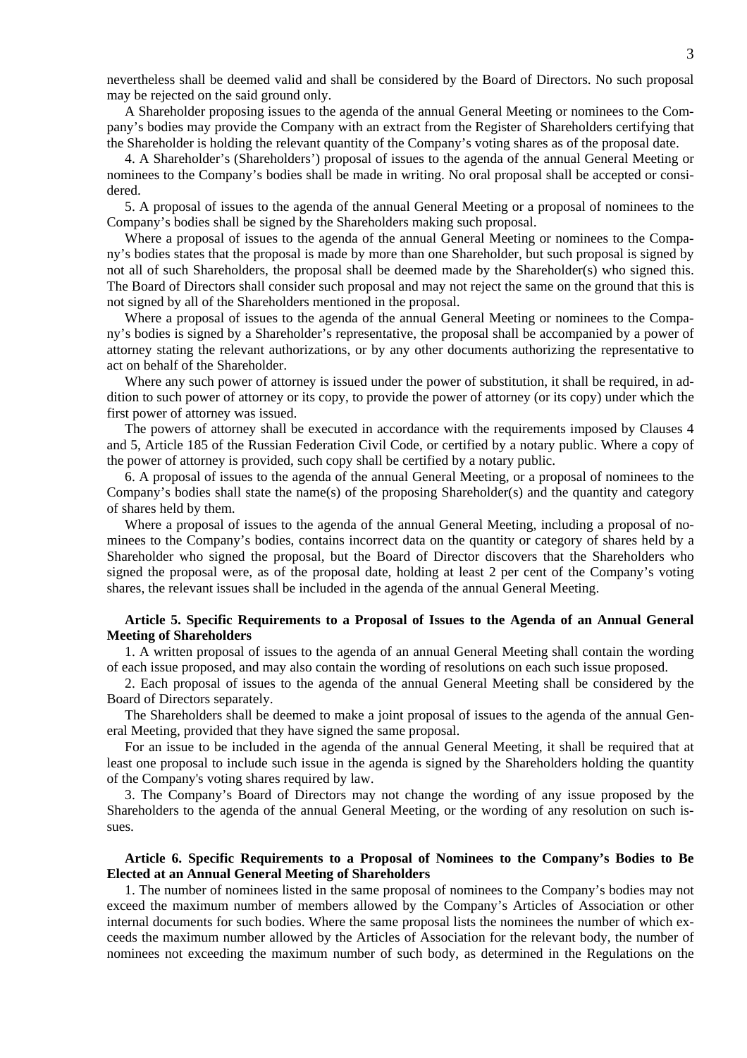nevertheless shall be deemed valid and shall be considered by the Board of Directors. No such proposal may be rejected on the said ground only.

A Shareholder proposing issues to the agenda of the annual General Meeting or nominees to the Company's bodies may provide the Company with an extract from the Register of Shareholders certifying that the Shareholder is holding the relevant quantity of the Company's voting shares as of the proposal date.

4. A Shareholder's (Shareholders') proposal of issues to the agenda of the annual General Meeting or nominees to the Company's bodies shall be made in writing. No oral proposal shall be accepted or considered.

5. A proposal of issues to the agenda of the annual General Meeting or a proposal of nominees to the Company's bodies shall be signed by the Shareholders making such proposal.

Where a proposal of issues to the agenda of the annual General Meeting or nominees to the Company's bodies states that the proposal is made by more than one Shareholder, but such proposal is signed by not all of such Shareholders, the proposal shall be deemed made by the Shareholder(s) who signed this. The Board of Directors shall consider such proposal and may not reject the same on the ground that this is not signed by all of the Shareholders mentioned in the proposal.

Where a proposal of issues to the agenda of the annual General Meeting or nominees to the Company's bodies is signed by a Shareholder's representative, the proposal shall be accompanied by a power of attorney stating the relevant authorizations, or by any other documents authorizing the representative to act on behalf of the Shareholder.

Where any such power of attorney is issued under the power of substitution, it shall be required, in addition to such power of attorney or its copy, to provide the power of attorney (or its copy) under which the first power of attorney was issued.

The powers of attorney shall be executed in accordance with the requirements imposed by Clauses 4 and 5, Article 185 of the Russian Federation Civil Code, or certified by a notary public. Where a copy of the power of attorney is provided, such copy shall be certified by a notary public.

6. A proposal of issues to the agenda of the annual General Meeting, or a proposal of nominees to the Company's bodies shall state the name(s) of the proposing Shareholder(s) and the quantity and category of shares held by them.

Where a proposal of issues to the agenda of the annual General Meeting, including a proposal of nominees to the Company's bodies, contains incorrect data on the quantity or category of shares held by a Shareholder who signed the proposal, but the Board of Director discovers that the Shareholders who signed the proposal were, as of the proposal date, holding at least 2 per cent of the Company's voting shares, the relevant issues shall be included in the agenda of the annual General Meeting.

**Article 5. Specific Requirements to a Proposal of Issues to the Agenda of an Annual General Meeting of Shareholders**

1. A written proposal of issues to the agenda of an annual General Meeting shall contain the wording of each issue proposed, and may also contain the wording of resolutions on each such issue proposed.

2. Each proposal of issues to the agenda of the annual General Meeting shall be considered by the Board of Directors separately.

The Shareholders shall be deemed to make a joint proposal of issues to the agenda of the annual General Meeting, provided that they have signed the same proposal.

For an issue to be included in the agenda of the annual General Meeting, it shall be required that at least one proposal to include such issue in the agenda is signed by the Shareholders holding the quantity of the Company's voting shares required by law.

3. The Company's Board of Directors may not change the wording of any issue proposed by the Shareholders to the agenda of the annual General Meeting, or the wording of any resolution on such issues.

**Article 6. Specific Requirements to a Proposal of Nominees to the Company's Bodies to Be Elected at an Annual General Meeting of Shareholders**

1. The number of nominees listed in the same proposal of nominees to the Company's bodies may not exceed the maximum number of members allowed by the Company's Articles of Association or other internal documents for such bodies. Where the same proposal lists the nominees the number of which exceeds the maximum number allowed by the Articles of Association for the relevant body, the number of nominees not exceeding the maximum number of such body, as determined in the Regulations on the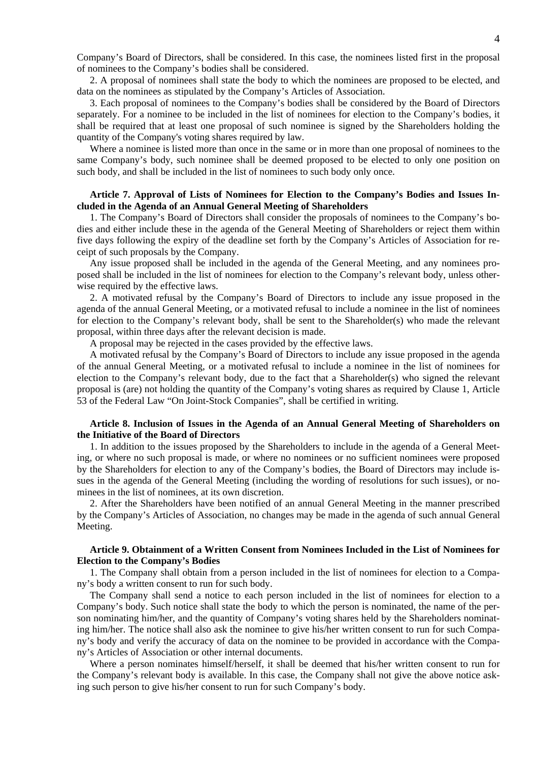Company's Board of Directors, shall be considered. In this case, the nominees listed first in the proposal of nominees to the Company's bodies shall be considered.

2. A proposal of nominees shall state the body to which the nominees are proposed to be elected, and data on the nominees as stipulated by the Company's Articles of Association.

3. Each proposal of nominees to the Company's bodies shall be considered by the Board of Directors separately. For a nominee to be included in the list of nominees for election to the Company's bodies, it shall be required that at least one proposal of such nominee is signed by the Shareholders holding the quantity of the Company's voting shares required by law.

Where a nominee is listed more than once in the same or in more than one proposal of nominees to the same Company's body, such nominee shall be deemed proposed to be elected to only one position on such body, and shall be included in the list of nominees to such body only once.

**Article 7. Approval of Lists of Nominees for Election to the Company's Bodies and Issues Included in the Agenda of an Annual General Meeting of Shareholders**

1. The Company's Board of Directors shall consider the proposals of nominees to the Company's bodies and either include these in the agenda of the General Meeting of Shareholders or reject them within five days following the expiry of the deadline set forth by the Company's Articles of Association for receipt of such proposals by the Company.

Any issue proposed shall be included in the agenda of the General Meeting, and any nominees proposed shall be included in the list of nominees for election to the Company's relevant body, unless otherwise required by the effective laws.

2. A motivated refusal by the Company's Board of Directors to include any issue proposed in the agenda of the annual General Meeting, or a motivated refusal to include a nominee in the list of nominees for election to the Company's relevant body, shall be sent to the Shareholder(s) who made the relevant proposal, within three days after the relevant decision is made.

A proposal may be rejected in the cases provided by the effective laws.

A motivated refusal by the Company's Board of Directors to include any issue proposed in the agenda of the annual General Meeting, or a motivated refusal to include a nominee in the list of nominees for election to the Company's relevant body, due to the fact that a Shareholder(s) who signed the relevant proposal is (are) not holding the quantity of the Company's voting shares as required by Clause 1, Article 53 of the Federal Law "On Joint-Stock Companies", shall be certified in writing.

**Article 8. Inclusion of Issues in the Agenda of an Annual General Meeting of Shareholders on the Initiative of the Board of Directors**

1. In addition to the issues proposed by the Shareholders to include in the agenda of a General Meeting, or where no such proposal is made, or where no nominees or no sufficient nominees were proposed by the Shareholders for election to any of the Company's bodies, the Board of Directors may include issues in the agenda of the General Meeting (including the wording of resolutions for such issues), or nominees in the list of nominees, at its own discretion.

2. After the Shareholders have been notified of an annual General Meeting in the manner prescribed by the Company's Articles of Association, no changes may be made in the agenda of such annual General Meeting.

**Article 9. Obtainment of a Written Consent from Nominees Included in the List of Nominees for Election to the Company's Bodies**

1. The Company shall obtain from a person included in the list of nominees for election to a Company's body a written consent to run for such body.

The Company shall send a notice to each person included in the list of nominees for election to a Company's body. Such notice shall state the body to which the person is nominated, the name of the person nominating him/her, and the quantity of Company's voting shares held by the Shareholders nominating him/her. The notice shall also ask the nominee to give his/her written consent to run for such Company's body and verify the accuracy of data on the nominee to be provided in accordance with the Company's Articles of Association or other internal documents.

Where a person nominates himself/herself, it shall be deemed that his/her written consent to run for the Company's relevant body is available. In this case, the Company shall not give the above notice asking such person to give his/her consent to run for such Company's body.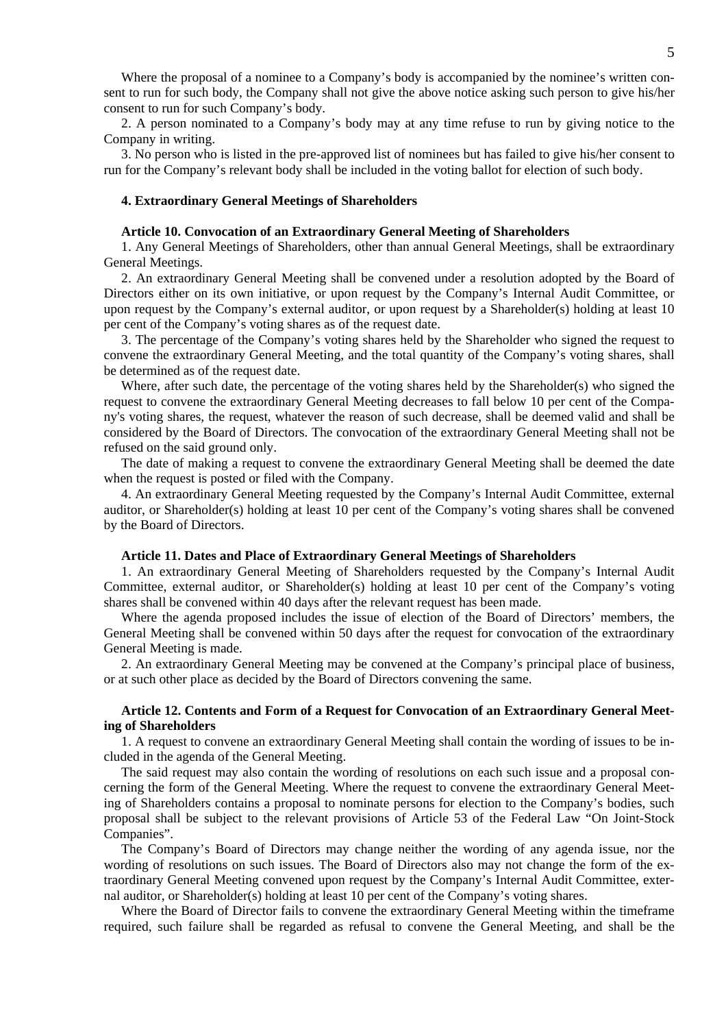Where the proposal of a nominee to a Company's body is accompanied by the nominee's written consent to run for such body, the Company shall not give the above notice asking such person to give his/her consent to run for such Company's body.

2. A person nominated to a Company's body may at any time refuse to run by giving notice to the Company in writing.

3. No person who is listed in the pre-approved list of nominees but has failed to give his/her consent to run for the Company's relevant body shall be included in the voting ballot for election of such body.

### 4. Extraordinary General Meetings of Shareholders

#### Article 10. Convocation of an Extraordinary General Meeting of Shareholders

1. Any General Meetings of Shareholders, other than annual General Meetings, shall be extraordinary General Meetings.

2. An extraordinary General Meeting shall be convened under a resolution adopted by the Board of Directors either on its own initiative, or upon request by the Company's Internal Audit Committee, or upon request by the Company's external auditor, or upon request by a Shareholder(s) holding at least 10 per cent of the Company's voting shares as of the request date.

3. The percentage of the Company's voting shares held by the Shareholder who signed the request to convene the extraordinary General Meeting, and the total quantity of the Company's voting shares, shall be determined as of the request date.

Where, after such date, the percentage of the voting shares held by the Shareholder(s) who signed the request to convene the extraordinary General Meeting decreases to fall below 10 per cent of the Company's voting shares, the request, whatever the reason of such decrease, shall be deemed valid and shall be considered by the Board of Directors. The convocation of the extraordinary General Meeting shall not be refused on the said ground only.

The date of making a request to convene the extraordinary General Meeting shall be deemed the date when the request is posted or filed with the Company.

4. An extraordinary General Meeting requested by the Company's Internal Audit Committee, external auditor, or Shareholder(s) holding at least 10 per cent of the Company's voting shares shall be convened by the Board of Directors.

#### Article 11. Dates and Place of Extraordinary General Meetings of Shareholders

1. An extraordinary General Meeting of Shareholders requested by the Company's Internal Audit Committee, external auditor, or Shareholder(s) holding at least 10 per cent of the Company's voting shares shall be convened within 40 days after the relevant request has been made.

Where the agenda proposed includes the issue of election of the Board of Directors' members, the General Meeting shall be convened within 50 days after the request for convocation of the extraordinary General Meeting is made.

2. An extraordinary General Meeting may be convened at the Company's principal place of business, or at such other place as decided by the Board of Directors convening the same.

#### Article 12. Contents and Form of a Request for Convocation of an Extraordinary General Meeting of Shareholders

1. A request to convene an extraordinary General Meeting shall contain the wording of issues to be included in the agenda of the General Meeting.

The said request may also contain the wording of resolutions on each such issue and a proposal concerning the form of the General Meeting. Where the request to convene the extraordinary General Meeting of Shareholders contains a proposal to nominate persons for election to the Company's bodies, such proposal shall be subject to the relevant provisions of Article 53 of the Federal Law "On Joint-Stock Companies".

The Company's Board of Directors may change neither the wording of any agenda issue, nor the wording of resolutions on such issues. The Board of Directors also may not change the form of the extraordinary General Meeting convened upon request by the Company's Internal Audit Committee, external auditor, or Shareholder(s) holding at least 10 per cent of the Company's voting shares.

Where the Board of Director fails to convene the extraordinary General Meeting within the timeframe required, such failure shall be regarded as refusal to convene the General Meeting, and shall be the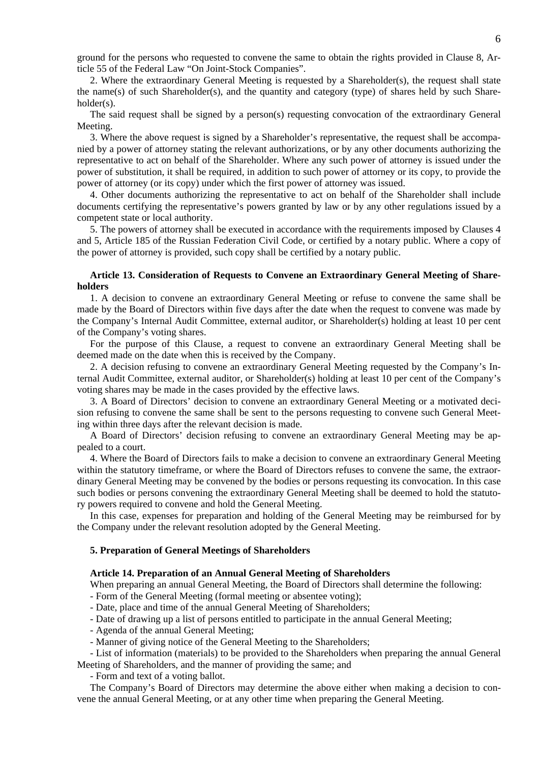ground for the persons who requested to convene the same to obtain the rights provided in Clause 8, Article 55 of the Federal Law "On Joint-Stock Companies".

2. Where the extraordinary General Meeting is requested by a Shareholder(s), the request shall state the name(s) of such Shareholder(s), and the quantity and category (type) of shares held by such Shareholder(s).

The said request shall be signed by a person(s) requesting convocation of the extraordinary General Meeting.

3. Where the above request is signed by a Shareholder's representative, the request shall be accompanied by a power of attorney stating the relevant authorizations, or by any other documents authorizing the representative to act on behalf of the Shareholder. Where any such power of attorney is issued under the power of substitution, it shall be required, in addition to such power of attorney or its copy, to provide the power of attorney (or its copy) under which the first power of attorney was issued.

4. Other documents authorizing the representative to act on behalf of the Shareholder shall include documents certifying the representative's powers granted by law or by any other regulations issued by a competent state or local authority.

5. The powers of attorney shall be executed in accordance with the requirements imposed by Clauses 4 and 5, Article 185 of the Russian Federation Civil Code, or certified by a notary public. Where a copy of the power of attorney is provided, such copy shall be certified by a notary public.

**Article 13. Consideration of Requests to Convene an Extraordinary General Meeting of Shareholders**

1. A decision to convene an extraordinary General Meeting or refuse to convene the same shall be made by the Board of Directors within five days after the date when the request to convene was made by the Company's Internal Audit Committee, external auditor, or Shareholder(s) holding at least 10 per cent of the Company's voting shares.

For the purpose of this Clause, a request to convene an extraordinary General Meeting shall be deemed made on the date when this is received by the Company.

2. A decision refusing to convene an extraordinary General Meeting requested by the Company's Internal Audit Committee, external auditor, or Shareholder(s) holding at least 10 per cent of the Company's voting shares may be made in the cases provided by the effective laws.

3. A Board of Directors' decision to convene an extraordinary General Meeting or a motivated decision refusing to convene the same shall be sent to the persons requesting to convene such General Meeting within three days after the relevant decision is made.

A Board of Directors' decision refusing to convene an extraordinary General Meeting may be appealed to a court.

4. Where the Board of Directors fails to make a decision to convene an extraordinary General Meeting within the statutory timeframe, or where the Board of Directors refuses to convene the same, the extraordinary General Meeting may be convened by the bodies or persons requesting its convocation. In this case such bodies or persons convening the extraordinary General Meeting shall be deemed to hold the statutory powers required to convene and hold the General Meeting.

In this case, expenses for preparation and holding of the General Meeting may be reimbursed for by the Company under the relevant resolution adopted by the General Meeting.

## 5. Preparation of General Meetings of Shareholders

**Article 14. Preparation of an Annual General Meeting of Shareholders**

When preparing an annual General Meeting, the Board of Directors shall determine the following:

- Form of the General Meeting (formal meeting or absentee voting);
- Date, place and time of the annual General Meeting of Shareholders;
- Date of drawing up a list of persons entitled to participate in the annual General Meeting;
- Agenda of the annual General Meeting;
- Manner of giving notice of the General Meeting to the Shareholders;
- List of information (materials) to be provided to the Shareholders when preparing the annual General Meeting of Shareholders, and the manner of providing the same; and
- Form and text of a voting ballot.

The Company's Board of Directors may determine the above either when making a decision to convene the annual General Meeting, or at any other time when preparing the General Meeting.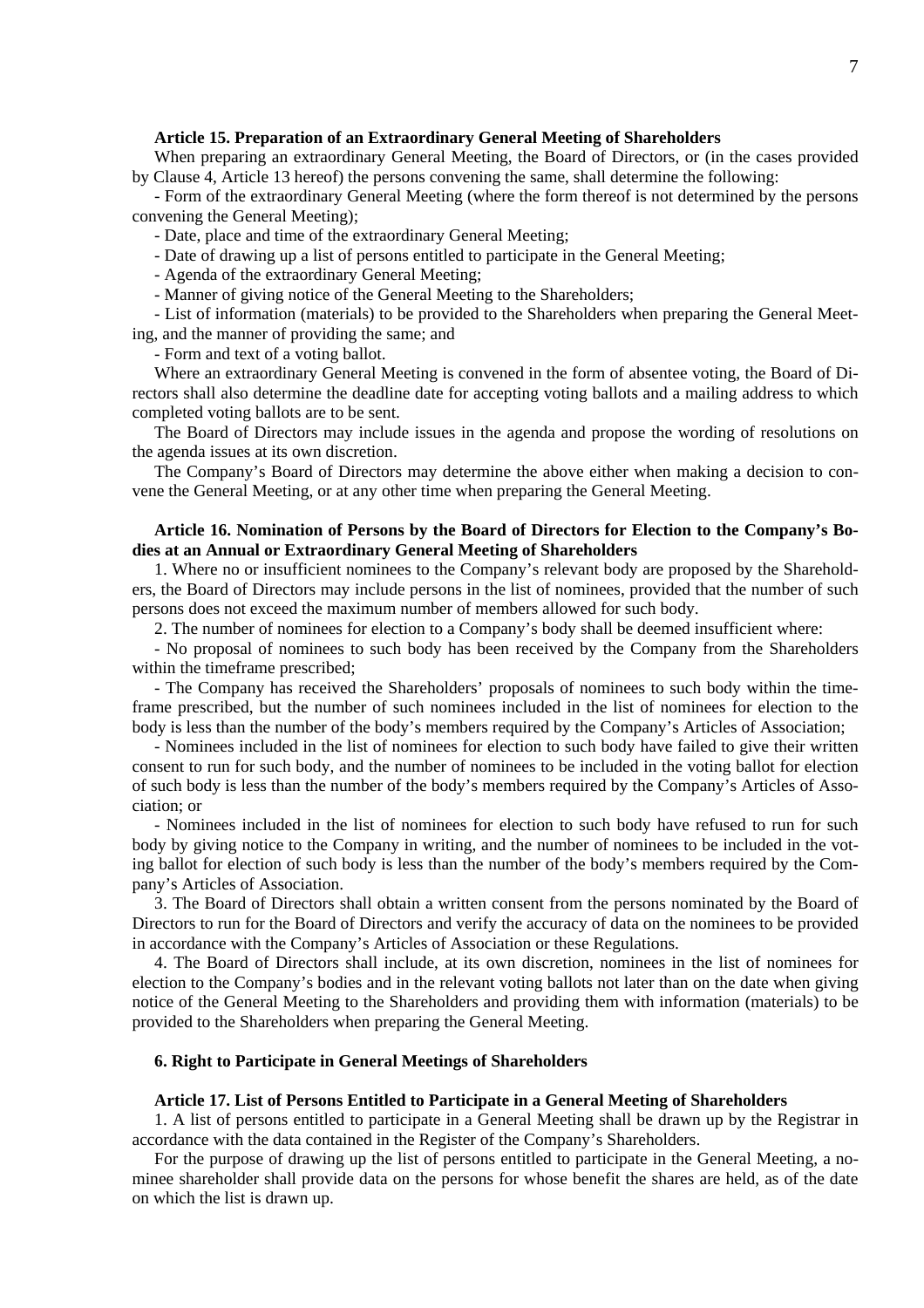**Article 15. Preparation of an Extraordinary General Meeting of Shareholders**

When preparing an extraordinary General Meeting, the Board of Directors, or (in the cases provided by Clause 4, Article 13 hereof) the persons convening the same, shall determine the following:

- Form of the extraordinary General Meeting (where the form thereof is not determined by the persons convening the General Meeting);
- Date, place and time of the extraordinary General Meeting;
- Date of drawing up a list of persons entitled to participate in the General Meeting;
- Agenda of the extraordinary General Meeting;
- Manner of giving notice of the General Meeting to the Shareholders;
- List of information (materials) to be provided to the Shareholders when preparing the General Meeting, and the manner of providing the same; and
- Form and text of a voting ballot.

Where an extraordinary General Meeting is convened in the form of absentee voting, the Board of Directors shall also determine the deadline date for accepting voting ballots and a mailing address to which completed voting ballots are to be sent.

The Board of Directors may include issues in the agenda and propose the wording of resolutions on the agenda issues at its own discretion.

The Company's Board of Directors may determine the above either when making a decision to convene the General Meeting, or at any other time when preparing the General Meeting.

**Article 16. Nomination of Persons by the Board of Directors for Election to the Company's Bodies at an Annual or Extraordinary General Meeting of Shareholders**

1. Where no or insufficient nominees to the Company's relevant body are proposed by the Shareholders, the Board of Directors may include persons in the list of nominees, provided that the number of such persons does not exceed the maximum number of members allowed for such body.

2. The number of nominees for election to a Company's body shall be deemed insufficient where:

- No proposal of nominees to such body has been received by the Company from the Shareholders within the timeframe prescribed;
- The Company has received the Shareholders' proposals of nominees to such body within the timeframe prescribed, but the number of such nominees included in the list of nominees for election to the body is less than the number of the body's members required by the Company's Articles of Association;
- Nominees included in the list of nominees for election to such body have failed to give their written consent to run for such body, and the number of nominees to be included in the voting ballot for election of such body is less than the number of the body's members required by the Company's Articles of Association; or
- Nominees included in the list of nominees for election to such body have refused to run for such body by giving notice to the Company in writing, and the number of nominees to be included in the voting ballot for election of such body is less than the number of the body's members required by the Company's Articles of Association.

3. The Board of Directors shall obtain a written consent from the persons nominated by the Board of Directors to run for the Board of Directors and verify the accuracy of data on the nominees to be provided in accordance with the Company's Articles of Association or these Regulations.

4. The Board of Directors shall include, at its own discretion, nominees in the list of nominees for election to the Company's bodies and in the relevant voting ballots not later than on the date when giving notice of the General Meeting to the Shareholders and providing them with information (materials) to be provided to the Shareholders when preparing the General Meeting.

## 6. Right to Participate in General Meetings of Shareholders

**Article 17. List of Persons Entitled to Participate in a General Meeting of Shareholders**

1. A list of persons entitled to participate in a General Meeting shall be drawn up by the Registrar in accordance with the data contained in the Register of the Company's Shareholders.

For the purpose of drawing up the list of persons entitled to participate in the General Meeting, a nominee shareholder shall provide data on the persons for whose benefit the shares are held, as of the date on which the list is drawn up.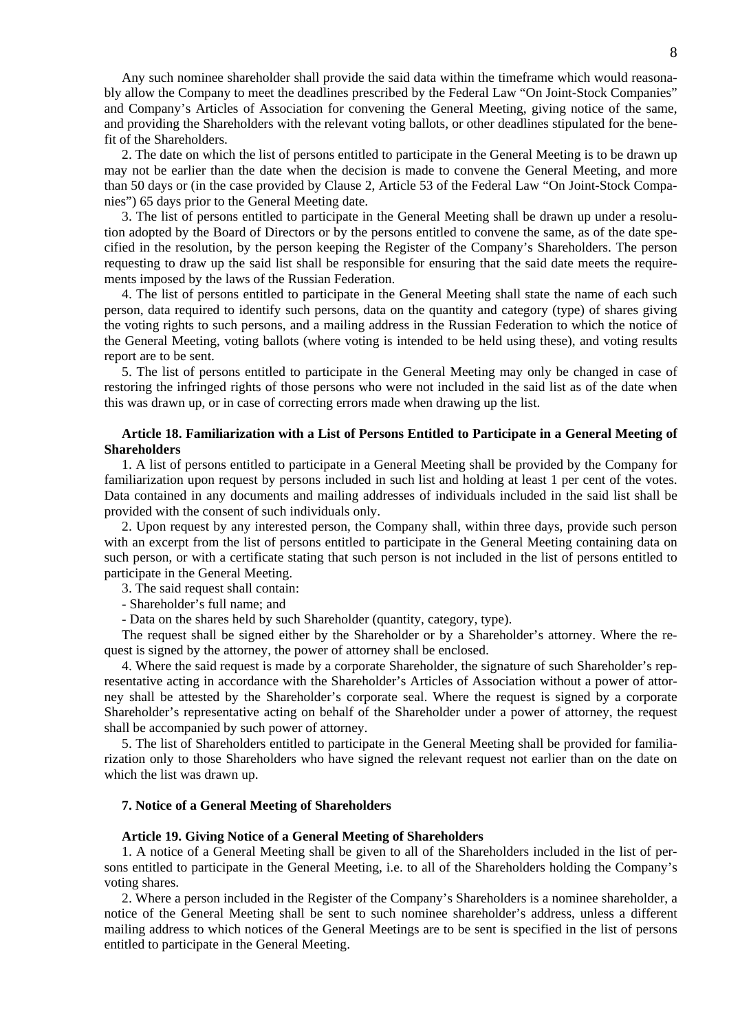Any such nominee shareholder shall provide the said data within the timeframe which would reasonably allow the Company to meet the deadlines prescribed by the Federal Law "On Joint-Stock Companies" and Company's Articles of Association for convening the General Meeting, giving notice of the same, and providing the Shareholders with the relevant voting ballots, or other deadlines stipulated for the benefit of the Shareholders.

2. The date on which the list of persons entitled to participate in the General Meeting is to be drawn up may not be earlier than the date when the decision is made to convene the General Meeting, and more than 50 days or (in the case provided by Clause 2, Article 53 of the Federal Law "On Joint-Stock Companies") 65 days prior to the General Meeting date.

3. The list of persons entitled to participate in the General Meeting shall be drawn up under a resolution adopted by the Board of Directors or by the persons entitled to convene the same, as of the date specified in the resolution, by the person keeping the Register of the Company's Shareholders. The person requesting to draw up the said list shall be responsible for ensuring that the said date meets the requirements imposed by the laws of the Russian Federation.

4. The list of persons entitled to participate in the General Meeting shall state the name of each such person, data required to identify such persons, data on the quantity and category (type) of shares giving the voting rights to such persons, and a mailing address in the Russian Federation to which the notice of the General Meeting, voting ballots (where voting is intended to be held using these), and voting results report are to be sent.

5. The list of persons entitled to participate in the General Meeting may only be changed in case of restoring the infringed rights of those persons who were not included in the said list as of the date when this was drawn up, or in case of correcting errors made when drawing up the list.

**Article 18. Familiarization with a List of Persons Entitled to Participate in a General Meeting of Shareholders**

1. A list of persons entitled to participate in a General Meeting shall be provided by the Company for familiarization upon request by persons included in such list and holding at least 1 per cent of the votes. Data contained in any documents and mailing addresses of individuals included in the said list shall be provided with the consent of such individuals only.

2. Upon request by any interested person, the Company shall, within three days, provide such person with an excerpt from the list of persons entitled to participate in the General Meeting containing data on such person, or with a certificate stating that such person is not included in the list of persons entitled to participate in the General Meeting.

3. The said request shall contain:

- Shareholder's full name; and
- Data on the shares held by such Shareholder (quantity, category, type).

The request shall be signed either by the Shareholder or by a Shareholder's attorney. Where the request is signed by the attorney, the power of attorney shall be enclosed.

4. Where the said request is made by a corporate Shareholder, the signature of such Shareholder's representative acting in accordance with the Shareholder's Articles of Association without a power of attorney shall be attested by the Shareholder's corporate seal. Where the request is signed by a corporate Shareholder's representative acting on behalf of the Shareholder under a power of attorney, the request shall be accompanied by such power of attorney.

5. The list of Shareholders entitled to participate in the General Meeting shall be provided for familiarization only to those Shareholders who have signed the relevant request not earlier than on the date on which the list was drawn up.

**7. Notice of a General Meeting of Shareholders**

**Article 19. Giving Notice of a General Meeting of Shareholders**

1. A notice of a General Meeting shall be given to all of the Shareholders included in the list of persons entitled to participate in the General Meeting, i.e. to all of the Shareholders holding the Company's voting shares.

2. Where a person included in the Register of the Company's Shareholders is a nominee shareholder, a notice of the General Meeting shall be sent to such nominee shareholder's address, unless a different mailing address to which notices of the General Meetings are to be sent is specified in the list of persons entitled to participate in the General Meeting.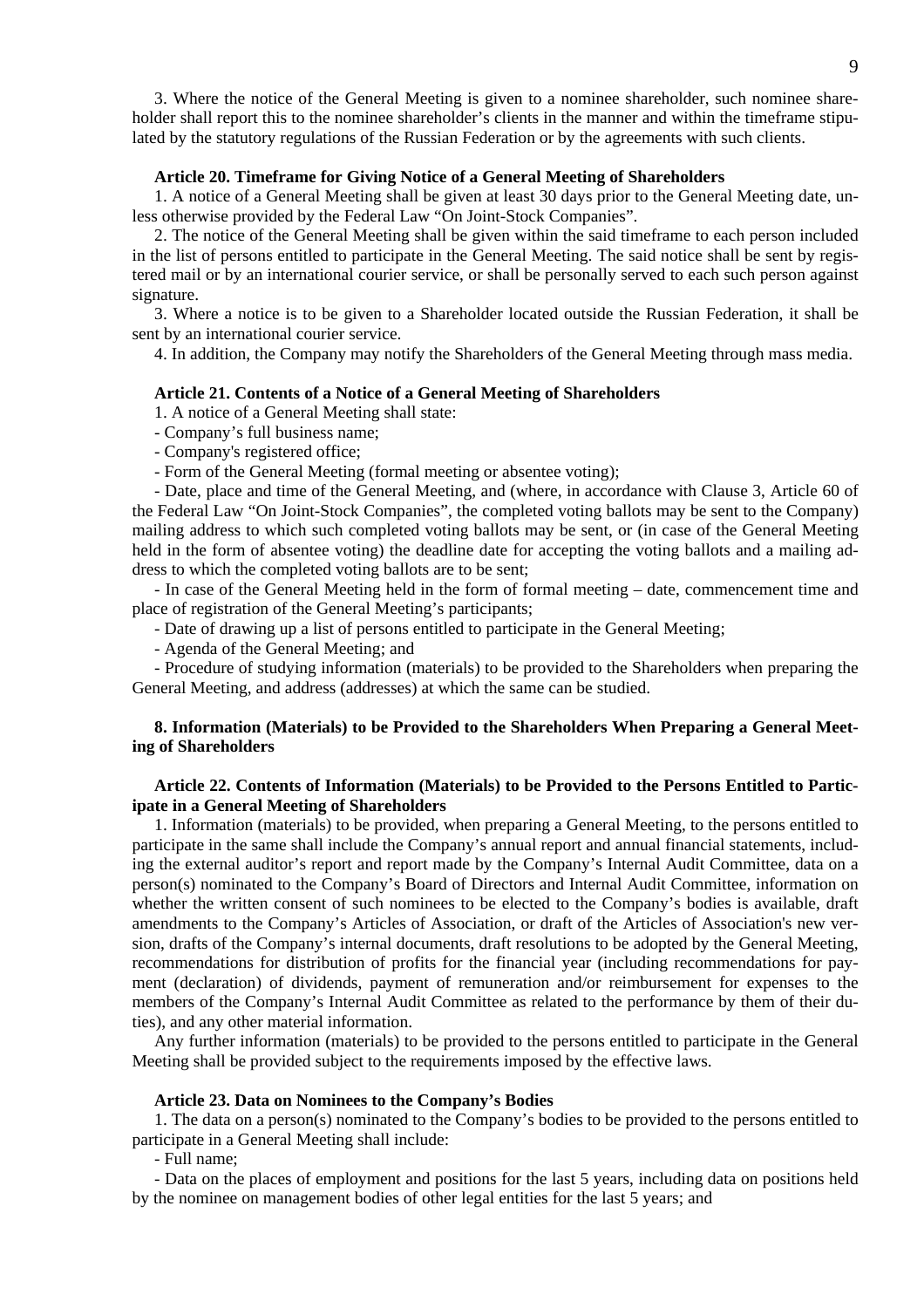3. Where the notice of the General Meeting is given to a nominee shareholder, such nominee shareholder shall report this to the nominee shareholder's clients in the manner and within the timeframe stipulated by the statutory regulations of the Russian Federation or by the agreements with such clients.

#### Article 20. Timeframe for Giving Notice of a General Meeting of Shareholders

1. A notice of a General Meeting shall be given at least 30 days prior to the General Meeting date, unless otherwise provided by the Federal Law "On Joint-Stock Companies".

2. The notice of the General Meeting shall be given within the said timeframe to each person included in the list of persons entitled to participate in the General Meeting. The said notice shall be sent by registered mail or by an international courier service, or shall be personally served to each such person against signature.

3. Where a notice is to be given to a Shareholder located outside the Russian Federation, it shall be sent by an international courier service.

4. In addition, the Company may notify the Shareholders of the General Meeting through mass media.

#### Article 21. Contents of a Notice of a General Meeting of Shareholders

1. A notice of a General Meeting shall state:

- Company's full business name;
- Company's registered office;
- Form of the General Meeting (formal meeting or absentee voting);
- Date, place and time of the General Meeting, and (where, in accordance with Clause 3, Article 60 of the Federal Law "On Joint-Stock Companies", the completed voting ballots may be sent to the Company) mailing address to which such completed voting ballots may be sent, or (in case of the General Meeting held in the form of absentee voting) the deadline date for accepting the voting ballots and a mailing address to which the completed voting ballots are to be sent;
- In case of the General Meeting held in the form of formal meeting – date, commencement time and place of registration of the General Meeting's participants;
- Date of drawing up a list of persons entitled to participate in the General Meeting;
- Agenda of the General Meeting; and
- Procedure of studying information (materials) to be provided to the Shareholders when preparing the General Meeting, and address (addresses) at which the same can be studied.

### 8. Information (Materials) to be Provided to the Shareholders When Preparing a General Meeting of Shareholders

#### Article 22. Contents of Information (Materials) to be Provided to the Persons Entitled to Participate in a General Meeting of Shareholders

1. Information (materials) to be provided, when preparing a General Meeting, to the persons entitled to participate in the same shall include the Company's annual report and annual financial statements, including the external auditor's report and report made by the Company's Internal Audit Committee, data on a person(s) nominated to the Company's Board of Directors and Internal Audit Committee, information on whether the written consent of such nominees to be elected to the Company's bodies is available, draft amendments to the Company's Articles of Association, or draft of the Articles of Association's new version, drafts of the Company's internal documents, draft resolutions to be adopted by the General Meeting, recommendations for distribution of profits for the financial year (including recommendations for payment (declaration) of dividends, payment of remuneration and/or reimbursement for expenses to the members of the Company's Internal Audit Committee as related to the performance by them of their duties), and any other material information.

Any further information (materials) to be provided to the persons entitled to participate in the General Meeting shall be provided subject to the requirements imposed by the effective laws.

#### Article 23. Data on Nominees to the Company's Bodies

1. The data on a person(s) nominated to the Company's bodies to be provided to the persons entitled to participate in a General Meeting shall include:

- Full name;
- Data on the places of employment and positions for the last 5 years, including data on positions held by the nominee on management bodies of other legal entities for the last 5 years; and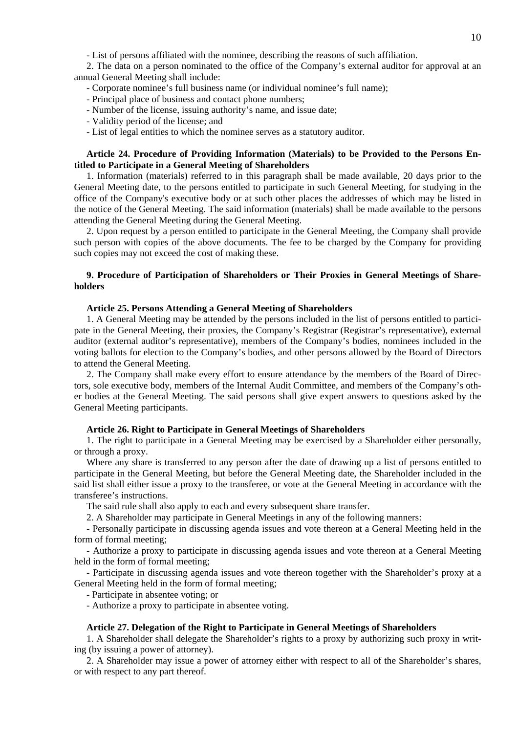- List of persons affiliated with the nominee, describing the reasons of such affiliation.

2. The data on a person nominated to the office of the Company's external auditor for approval at an annual General Meeting shall include:

- Corporate nominee's full business name (or individual nominee's full name);
- Principal place of business and contact phone numbers;
- Number of the license, issuing authority's name, and issue date;
- Validity period of the license; and
- List of legal entities to which the nominee serves as a statutory auditor.

#### Article 24. Procedure of Providing Information (Materials) to be Provided to the Persons Entitled to Participate in a General Meeting of Shareholders

1. Information (materials) referred to in this paragraph shall be made available, 20 days prior to the General Meeting date, to the persons entitled to participate in such General Meeting, for studying in the office of the Company's executive body or at such other places the addresses of which may be listed in the notice of the General Meeting. The said information (materials) shall be made available to the persons attending the General Meeting during the General Meeting.

2. Upon request by a person entitled to participate in the General Meeting, the Company shall provide such person with copies of the above documents. The fee to be charged by the Company for providing such copies may not exceed the cost of making these.

### 9. Procedure of Participation of Shareholders or Their Proxies in General Meetings of Shareholders

#### Article 25. Persons Attending a General Meeting of Shareholders

1. A General Meeting may be attended by the persons included in the list of persons entitled to participate in the General Meeting, their proxies, the Company's Registrar (Registrar's representative), external auditor (external auditor's representative), members of the Company's bodies, nominees included in the voting ballots for election to the Company's bodies, and other persons allowed by the Board of Directors to attend the General Meeting.

2. The Company shall make every effort to ensure attendance by the members of the Board of Directors, sole executive body, members of the Internal Audit Committee, and members of the Company's other bodies at the General Meeting. The said persons shall give expert answers to questions asked by the General Meeting participants.

#### Article 26. Right to Participate in General Meetings of Shareholders

1. The right to participate in a General Meeting may be exercised by a Shareholder either personally, or through a proxy.

Where any share is transferred to any person after the date of drawing up a list of persons entitled to participate in the General Meeting, but before the General Meeting date, the Shareholder included in the said list shall either issue a proxy to the transferee, or vote at the General Meeting in accordance with the transferee's instructions.

The said rule shall also apply to each and every subsequent share transfer.

2. A Shareholder may participate in General Meetings in any of the following manners:

- Personally participate in discussing agenda issues and vote thereon at a General Meeting held in the form of formal meeting;
- Authorize a proxy to participate in discussing agenda issues and vote thereon at a General Meeting held in the form of formal meeting;
- Participate in discussing agenda issues and vote thereon together with the Shareholder's proxy at a General Meeting held in the form of formal meeting;
- Participate in absentee voting; or
- Authorize a proxy to participate in absentee voting.

#### Article 27. Delegation of the Right to Participate in General Meetings of Shareholders

1. A Shareholder shall delegate the Shareholder's rights to a proxy by authorizing such proxy in writing (by issuing a power of attorney).

2. A Shareholder may issue a power of attorney either with respect to all of the Shareholder's shares, or with respect to any part thereof.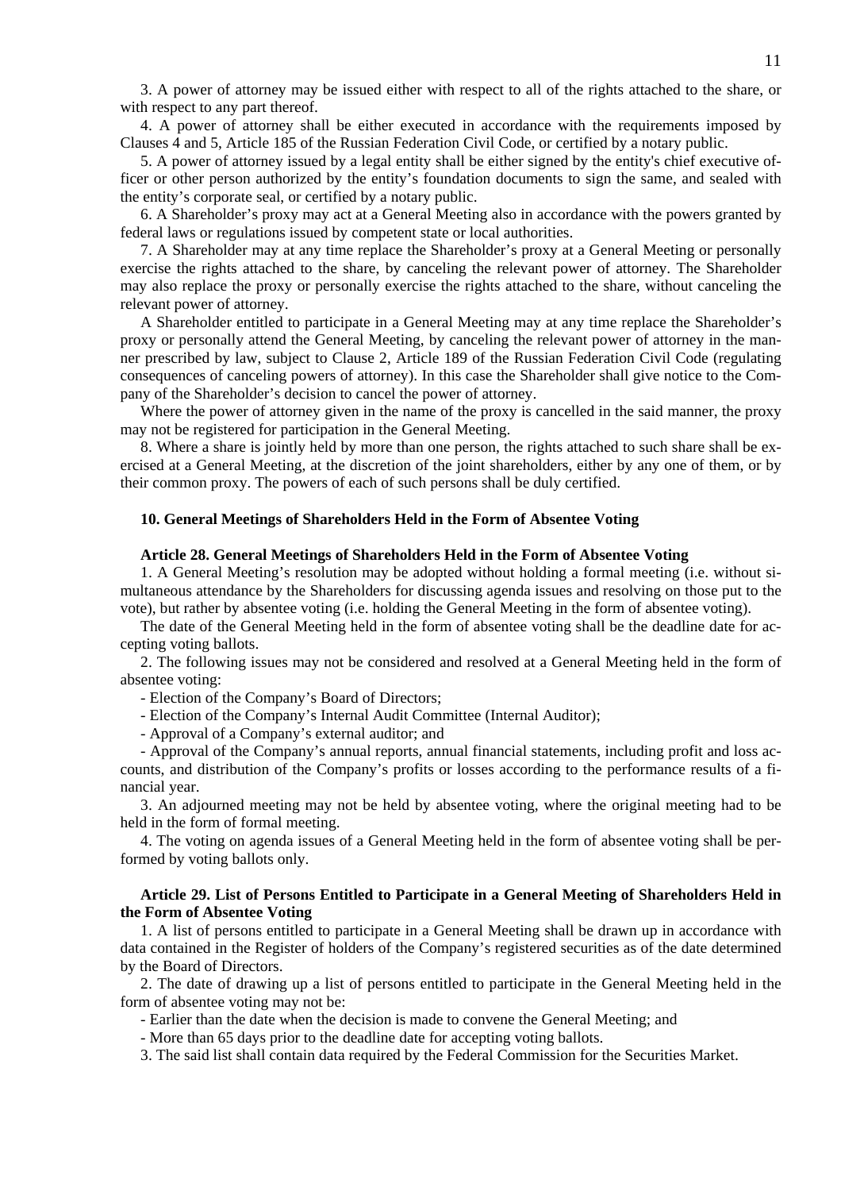3. A power of attorney may be issued either with respect to all of the rights attached to the share, or with respect to any part thereof.

4. A power of attorney shall be either executed in accordance with the requirements imposed by Clauses 4 and 5, Article 185 of the Russian Federation Civil Code, or certified by a notary public.

5. A power of attorney issued by a legal entity shall be either signed by the entity's chief executive officer or other person authorized by the entity's foundation documents to sign the same, and sealed with the entity's corporate seal, or certified by a notary public.

6. A Shareholder's proxy may act at a General Meeting also in accordance with the powers granted by federal laws or regulations issued by competent state or local authorities.

7. A Shareholder may at any time replace the Shareholder's proxy at a General Meeting or personally exercise the rights attached to the share, by canceling the relevant power of attorney. The Shareholder may also replace the proxy or personally exercise the rights attached to the share, without canceling the relevant power of attorney.

A Shareholder entitled to participate in a General Meeting may at any time replace the Shareholder's proxy or personally attend the General Meeting, by canceling the relevant power of attorney in the manner prescribed by law, subject to Clause 2, Article 189 of the Russian Federation Civil Code (regulating consequences of canceling powers of attorney). In this case the Shareholder shall give notice to the Company of the Shareholder's decision to cancel the power of attorney.

Where the power of attorney given in the name of the proxy is cancelled in the said manner, the proxy may not be registered for participation in the General Meeting.

8. Where a share is jointly held by more than one person, the rights attached to such share shall be exercised at a General Meeting, at the discretion of the joint shareholders, either by any one of them, or by their common proxy. The powers of each of such persons shall be duly certified.

## 10. General Meetings of Shareholders Held in the Form of Absentee Voting

### Article 28. General Meetings of Shareholders Held in the Form of Absentee Voting

1. A General Meeting's resolution may be adopted without holding a formal meeting (i.e. without simultaneous attendance by the Shareholders for discussing agenda issues and resolving on those put to the vote), but rather by absentee voting (i.e. holding the General Meeting in the form of absentee voting).

The date of the General Meeting held in the form of absentee voting shall be the deadline date for accepting voting ballots.

2. The following issues may not be considered and resolved at a General Meeting held in the form of absentee voting:

- Election of the Company's Board of Directors;
- Election of the Company's Internal Audit Committee (Internal Auditor);
- Approval of a Company's external auditor; and
- Approval of the Company's annual reports, annual financial statements, including profit and loss accounts, and distribution of the Company's profits or losses according to the performance results of a financial year.

3. An adjourned meeting may not be held by absentee voting, where the original meeting had to be held in the form of formal meeting.

4. The voting on agenda issues of a General Meeting held in the form of absentee voting shall be performed by voting ballots only.

### Article 29. List of Persons Entitled to Participate in a General Meeting of Shareholders Held in the Form of Absentee Voting

1. A list of persons entitled to participate in a General Meeting shall be drawn up in accordance with data contained in the Register of holders of the Company's registered securities as of the date determined by the Board of Directors.

2. The date of drawing up a list of persons entitled to participate in the General Meeting held in the form of absentee voting may not be:

- Earlier than the date when the decision is made to convene the General Meeting; and
- More than 65 days prior to the deadline date for accepting voting ballots.

3. The said list shall contain data required by the Federal Commission for the Securities Market.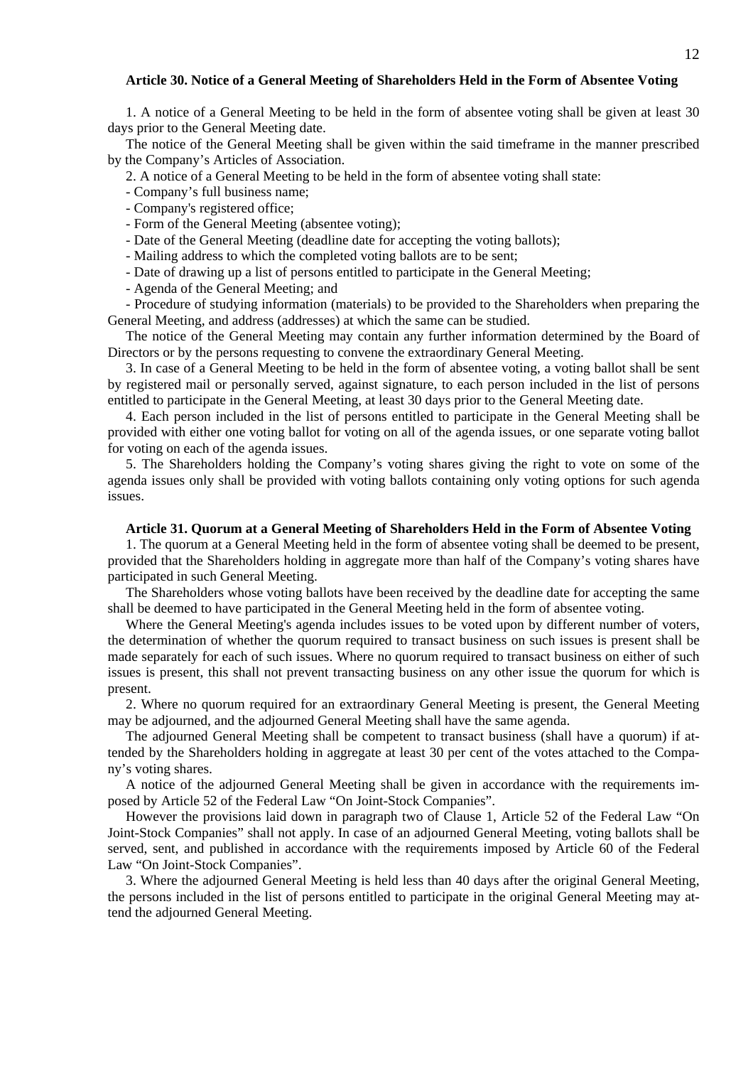### Article 30. Notice of a General Meeting of Shareholders Held in the Form of Absentee Voting

1. A notice of a General Meeting to be held in the form of absentee voting shall be given at least 30 days prior to the General Meeting date.

The notice of the General Meeting shall be given within the said timeframe in the manner prescribed by the Company's Articles of Association.

2. A notice of a General Meeting to be held in the form of absentee voting shall state:

- Company's full business name;
- Company's registered office;
- Form of the General Meeting (absentee voting);
- Date of the General Meeting (deadline date for accepting the voting ballots);
- Mailing address to which the completed voting ballots are to be sent;
- Date of drawing up a list of persons entitled to participate in the General Meeting;
- Agenda of the General Meeting; and
- Procedure of studying information (materials) to be provided to the Shareholders when preparing the General Meeting, and address (addresses) at which the same can be studied.

The notice of the General Meeting may contain any further information determined by the Board of Directors or by the persons requesting to convene the extraordinary General Meeting.

3. In case of a General Meeting to be held in the form of absentee voting, a voting ballot shall be sent by registered mail or personally served, against signature, to each person included in the list of persons entitled to participate in the General Meeting, at least 30 days prior to the General Meeting date.

4. Each person included in the list of persons entitled to participate in the General Meeting shall be provided with either one voting ballot for voting on all of the agenda issues, or one separate voting ballot for voting on each of the agenda issues.

5. The Shareholders holding the Company's voting shares giving the right to vote on some of the agenda issues only shall be provided with voting ballots containing only voting options for such agenda issues.

### Article 31. Quorum at a General Meeting of Shareholders Held in the Form of Absentee Voting

1. The quorum at a General Meeting held in the form of absentee voting shall be deemed to be present, provided that the Shareholders holding in aggregate more than half of the Company's voting shares have participated in such General Meeting.

The Shareholders whose voting ballots have been received by the deadline date for accepting the same shall be deemed to have participated in the General Meeting held in the form of absentee voting.

Where the General Meeting's agenda includes issues to be voted upon by different number of voters, the determination of whether the quorum required to transact business on such issues is present shall be made separately for each of such issues. Where no quorum required to transact business on either of such issues is present, this shall not prevent transacting business on any other issue the quorum for which is present.

2. Where no quorum required for an extraordinary General Meeting is present, the General Meeting may be adjourned, and the adjourned General Meeting shall have the same agenda.

The adjourned General Meeting shall be competent to transact business (shall have a quorum) if attended by the Shareholders holding in aggregate at least 30 per cent of the votes attached to the Company's voting shares.

A notice of the adjourned General Meeting shall be given in accordance with the requirements imposed by Article 52 of the Federal Law "On Joint-Stock Companies".

However the provisions laid down in paragraph two of Clause 1, Article 52 of the Federal Law "On Joint-Stock Companies" shall not apply. In case of an adjourned General Meeting, voting ballots shall be served, sent, and published in accordance with the requirements imposed by Article 60 of the Federal Law "On Joint-Stock Companies".

3. Where the adjourned General Meeting is held less than 40 days after the original General Meeting, the persons included in the list of persons entitled to participate in the original General Meeting may attend the adjourned General Meeting.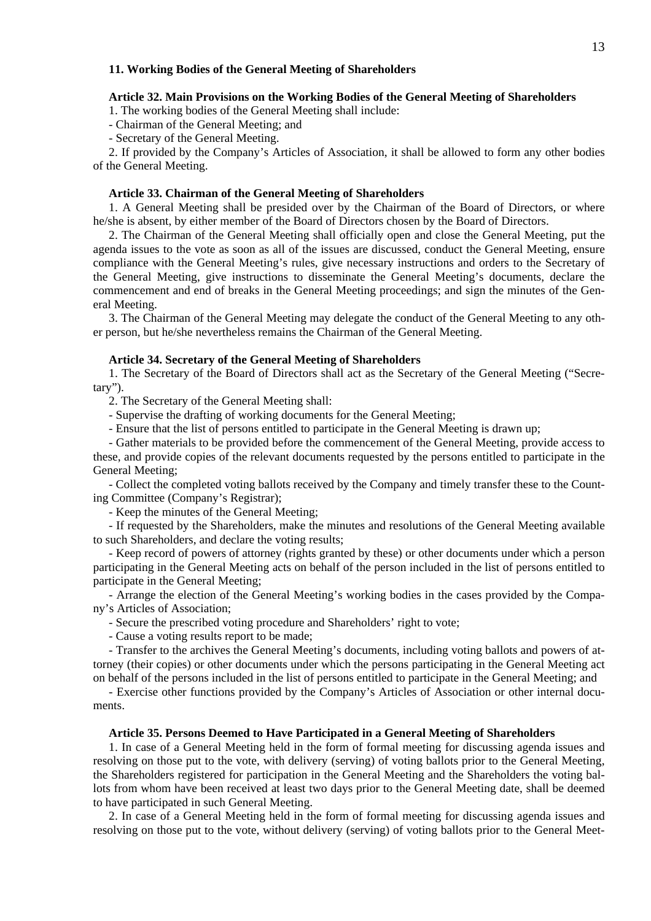## 11. Working Bodies of the General Meeting of Shareholders

### Article 32. Main Provisions on the Working Bodies of the General Meeting of Shareholders

1. The working bodies of the General Meeting shall include:

- Chairman of the General Meeting; and
- Secretary of the General Meeting.

2. If provided by the Company's Articles of Association, it shall be allowed to form any other bodies of the General Meeting.

### Article 33. Chairman of the General Meeting of Shareholders

1. A General Meeting shall be presided over by the Chairman of the Board of Directors, or where he/she is absent, by either member of the Board of Directors chosen by the Board of Directors.

2. The Chairman of the General Meeting shall officially open and close the General Meeting, put the agenda issues to the vote as soon as all of the issues are discussed, conduct the General Meeting, ensure compliance with the General Meeting's rules, give necessary instructions and orders to the Secretary of the General Meeting, give instructions to disseminate the General Meeting's documents, declare the commencement and end of breaks in the General Meeting proceedings; and sign the minutes of the General Meeting.

3. The Chairman of the General Meeting may delegate the conduct of the General Meeting to any other person, but he/she nevertheless remains the Chairman of the General Meeting.

### Article 34. Secretary of the General Meeting of Shareholders

1. The Secretary of the Board of Directors shall act as the Secretary of the General Meeting ("Secretary").

2. The Secretary of the General Meeting shall:

- Supervise the drafting of working documents for the General Meeting;
- Ensure that the list of persons entitled to participate in the General Meeting is drawn up;
- Gather materials to be provided before the commencement of the General Meeting, provide access to these, and provide copies of the relevant documents requested by the persons entitled to participate in the General Meeting;
- Collect the completed voting ballots received by the Company and timely transfer these to the Counting Committee (Company's Registrar);
- Keep the minutes of the General Meeting;
- If requested by the Shareholders, make the minutes and resolutions of the General Meeting available to such Shareholders, and declare the voting results;
- Keep record of powers of attorney (rights granted by these) or other documents under which a person participating in the General Meeting acts on behalf of the person included in the list of persons entitled to participate in the General Meeting;
- Arrange the election of the General Meeting's working bodies in the cases provided by the Company's Articles of Association;
- Secure the prescribed voting procedure and Shareholders' right to vote;
- Cause a voting results report to be made;
- Transfer to the archives the General Meeting's documents, including voting ballots and powers of attorney (their copies) or other documents under which the persons participating in the General Meeting act on behalf of the persons included in the list of persons entitled to participate in the General Meeting; and
- Exercise other functions provided by the Company's Articles of Association or other internal documents.

### Article 35. Persons Deemed to Have Participated in a General Meeting of Shareholders

1. In case of a General Meeting held in the form of formal meeting for discussing agenda issues and resolving on those put to the vote, with delivery (serving) of voting ballots prior to the General Meeting, the Shareholders registered for participation in the General Meeting and the Shareholders the voting ballots from whom have been received at least two days prior to the General Meeting date, shall be deemed to have participated in such General Meeting.

2. In case of a General Meeting held in the form of formal meeting for discussing agenda issues and resolving on those put to the vote, without delivery (serving) of voting ballots prior to the General Meet-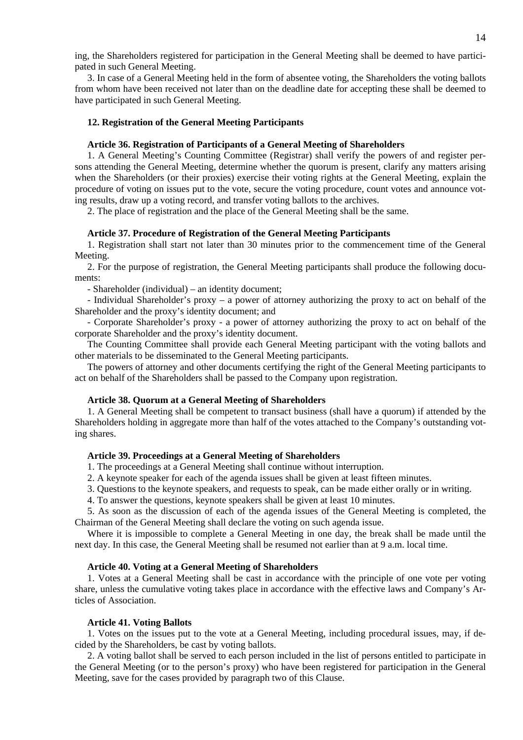ing, the Shareholders registered for participation in the General Meeting shall be deemed to have participated in such General Meeting.

3. In case of a General Meeting held in the form of absentee voting, the Shareholders the voting ballots from whom have been received not later than on the deadline date for accepting these shall be deemed to have participated in such General Meeting.

## 12. Registration of the General Meeting Participants

### Article 36. Registration of Participants of a General Meeting of Shareholders

1. A General Meeting's Counting Committee (Registrar) shall verify the powers of and register persons attending the General Meeting, determine whether the quorum is present, clarify any matters arising when the Shareholders (or their proxies) exercise their voting rights at the General Meeting, explain the procedure of voting on issues put to the vote, secure the voting procedure, count votes and announce voting results, draw up a voting record, and transfer voting ballots to the archives.

2. The place of registration and the place of the General Meeting shall be the same.

### Article 37. Procedure of Registration of the General Meeting Participants

1. Registration shall start not later than 30 minutes prior to the commencement time of the General Meeting.

2. For the purpose of registration, the General Meeting participants shall produce the following documents:

- Shareholder (individual) – an identity document;
- Individual Shareholder's proxy – a power of attorney authorizing the proxy to act on behalf of the Shareholder and the proxy's identity document; and
- Corporate Shareholder's proxy - a power of attorney authorizing the proxy to act on behalf of the corporate Shareholder and the proxy's identity document.

The Counting Committee shall provide each General Meeting participant with the voting ballots and other materials to be disseminated to the General Meeting participants.

The powers of attorney and other documents certifying the right of the General Meeting participants to act on behalf of the Shareholders shall be passed to the Company upon registration.

### Article 38. Quorum at a General Meeting of Shareholders

1. A General Meeting shall be competent to transact business (shall have a quorum) if attended by the Shareholders holding in aggregate more than half of the votes attached to the Company's outstanding voting shares.

### Article 39. Proceedings at a General Meeting of Shareholders

1. The proceedings at a General Meeting shall continue without interruption.

2. A keynote speaker for each of the agenda issues shall be given at least fifteen minutes.

3. Questions to the keynote speakers, and requests to speak, can be made either orally or in writing.

4. To answer the questions, keynote speakers shall be given at least 10 minutes.

5. As soon as the discussion of each of the agenda issues of the General Meeting is completed, the Chairman of the General Meeting shall declare the voting on such agenda issue.

Where it is impossible to complete a General Meeting in one day, the break shall be made until the next day. In this case, the General Meeting shall be resumed not earlier than at 9 a.m. local time.

### Article 40. Voting at a General Meeting of Shareholders

1. Votes at a General Meeting shall be cast in accordance with the principle of one vote per voting share, unless the cumulative voting takes place in accordance with the effective laws and Company's Articles of Association.

### Article 41. Voting Ballots

1. Votes on the issues put to the vote at a General Meeting, including procedural issues, may, if decided by the Shareholders, be cast by voting ballots.

2. A voting ballot shall be served to each person included in the list of persons entitled to participate in the General Meeting (or to the person's proxy) who have been registered for participation in the General Meeting, save for the cases provided by paragraph two of this Clause.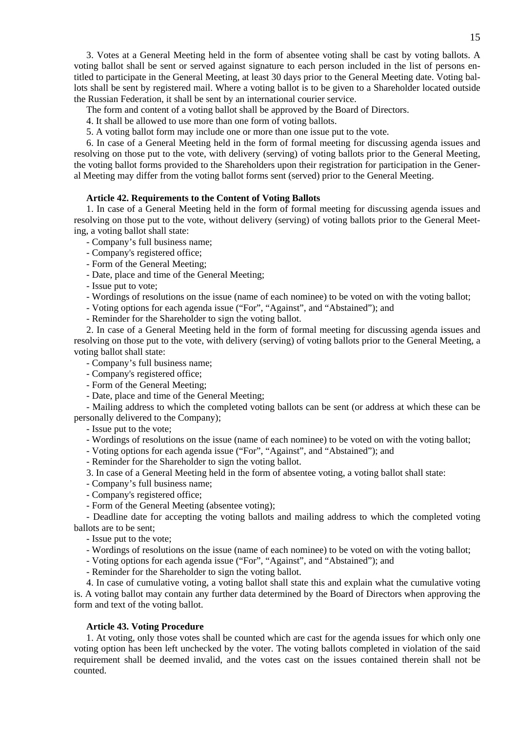3. Votes at a General Meeting held in the form of absentee voting shall be cast by voting ballots. A voting ballot shall be sent or served against signature to each person included in the list of persons entitled to participate in the General Meeting, at least 30 days prior to the General Meeting date. Voting ballots shall be sent by registered mail. Where a voting ballot is to be given to a Shareholder located outside the Russian Federation, it shall be sent by an international courier service.

The form and content of a voting ballot shall be approved by the Board of Directors.

4. It shall be allowed to use more than one form of voting ballots.

5. A voting ballot form may include one or more than one issue put to the vote.

6. In case of a General Meeting held in the form of formal meeting for discussing agenda issues and resolving on those put to the vote, with delivery (serving) of voting ballots prior to the General Meeting, the voting ballot forms provided to the Shareholders upon their registration for participation in the General Meeting may differ from the voting ballot forms sent (served) prior to the General Meeting.

### Article 42. Requirements to the Content of Voting Ballots

1. In case of a General Meeting held in the form of formal meeting for discussing agenda issues and resolving on those put to the vote, without delivery (serving) of voting ballots prior to the General Meeting, a voting ballot shall state:

- Company's full business name;
- Company's registered office;
- Form of the General Meeting;
- Date, place and time of the General Meeting;
- Issue put to vote;
- Wordings of resolutions on the issue (name of each nominee) to be voted on with the voting ballot;
- Voting options for each agenda issue ("For", "Against", and "Abstained"); and
- Reminder for the Shareholder to sign the voting ballot.

2. In case of a General Meeting held in the form of formal meeting for discussing agenda issues and resolving on those put to the vote, with delivery (serving) of voting ballots prior to the General Meeting, a voting ballot shall state:

- Company's full business name;
- Company's registered office;
- Form of the General Meeting;
- Date, place and time of the General Meeting;
- Mailing address to which the completed voting ballots can be sent (or address at which these can be personally delivered to the Company);
- Issue put to the vote;
- Wordings of resolutions on the issue (name of each nominee) to be voted on with the voting ballot;
- Voting options for each agenda issue ("For", "Against", and "Abstained"); and
- Reminder for the Shareholder to sign the voting ballot.

3. In case of a General Meeting held in the form of absentee voting, a voting ballot shall state:

- Company's full business name;
- Company's registered office;
- Form of the General Meeting (absentee voting);
- Deadline date for accepting the voting ballots and mailing address to which the completed voting ballots are to be sent;
- Issue put to the vote;
- Wordings of resolutions on the issue (name of each nominee) to be voted on with the voting ballot;
- Voting options for each agenda issue ("For", "Against", and "Abstained"); and
- Reminder for the Shareholder to sign the voting ballot.

4. In case of cumulative voting, a voting ballot shall state this and explain what the cumulative voting is. A voting ballot may contain any further data determined by the Board of Directors when approving the form and text of the voting ballot.

### Article 43. Voting Procedure

1. At voting, only those votes shall be counted which are cast for the agenda issues for which only one voting option has been left unchecked by the voter. The voting ballots completed in violation of the said requirement shall be deemed invalid, and the votes cast on the issues contained therein shall not be counted.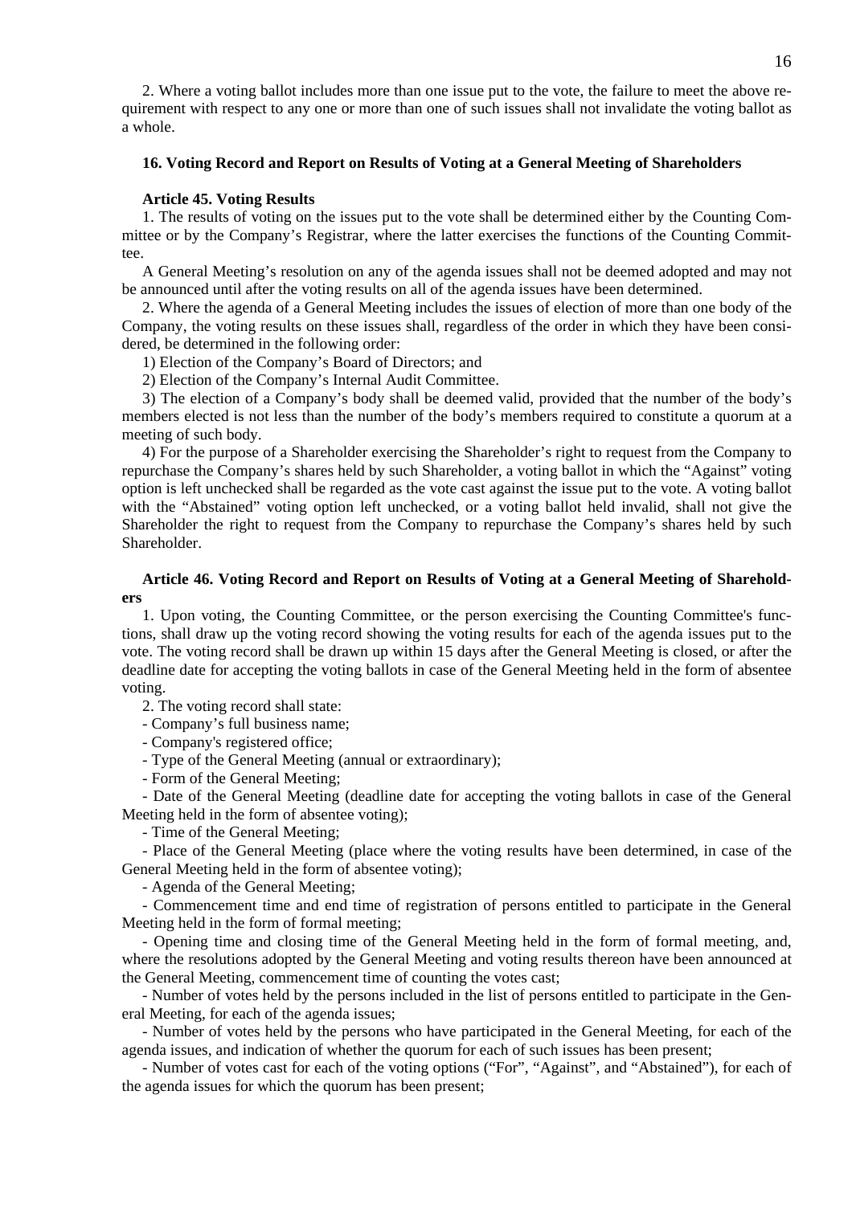2. Where a voting ballot includes more than one issue put to the vote, the failure to meet the above requirement with respect to any one or more than one of such issues shall not invalidate the voting ballot as a whole.

## 16. Voting Record and Report on Results of Voting at a General Meeting of Shareholders

### Article 45. Voting Results

1. The results of voting on the issues put to the vote shall be determined either by the Counting Committee or by the Company's Registrar, where the latter exercises the functions of the Counting Committee.

A General Meeting's resolution on any of the agenda issues shall not be deemed adopted and may not be announced until after the voting results on all of the agenda issues have been determined.

2. Where the agenda of a General Meeting includes the issues of election of more than one body of the Company, the voting results on these issues shall, regardless of the order in which they have been considered, be determined in the following order:

1) Election of the Company's Board of Directors; and

2) Election of the Company's Internal Audit Committee.

3) The election of a Company's body shall be deemed valid, provided that the number of the body's members elected is not less than the number of the body's members required to constitute a quorum at a meeting of such body.

4) For the purpose of a Shareholder exercising the Shareholder's right to request from the Company to repurchase the Company's shares held by such Shareholder, a voting ballot in which the "Against" voting option is left unchecked shall be regarded as the vote cast against the issue put to the vote. A voting ballot with the "Abstained" voting option left unchecked, or a voting ballot held invalid, shall not give the Shareholder the right to request from the Company to repurchase the Company's shares held by such Shareholder.

### Article 46. Voting Record and Report on Results of Voting at a General Meeting of Shareholders

1. Upon voting, the Counting Committee, or the person exercising the Counting Committee's functions, shall draw up the voting record showing the voting results for each of the agenda issues put to the vote. The voting record shall be drawn up within 15 days after the General Meeting is closed, or after the deadline date for accepting the voting ballots in case of the General Meeting held in the form of absentee voting.

2. The voting record shall state:

- Company's full business name;
- Company's registered office;
- Type of the General Meeting (annual or extraordinary);
- Form of the General Meeting;
- Date of the General Meeting (deadline date for accepting the voting ballots in case of the General Meeting held in the form of absentee voting);
- Time of the General Meeting;
- Place of the General Meeting (place where the voting results have been determined, in case of the General Meeting held in the form of absentee voting);
- Agenda of the General Meeting;
- Commencement time and end time of registration of persons entitled to participate in the General Meeting held in the form of formal meeting;
- Opening time and closing time of the General Meeting held in the form of formal meeting, and, where the resolutions adopted by the General Meeting and voting results thereon have been announced at the General Meeting, commencement time of counting the votes cast;
- Number of votes held by the persons included in the list of persons entitled to participate in the General Meeting, for each of the agenda issues;
- Number of votes held by the persons who have participated in the General Meeting, for each of the agenda issues, and indication of whether the quorum for each of such issues has been present;
- Number of votes cast for each of the voting options ("For", "Against", and "Abstained"), for each of the agenda issues for which the quorum has been present;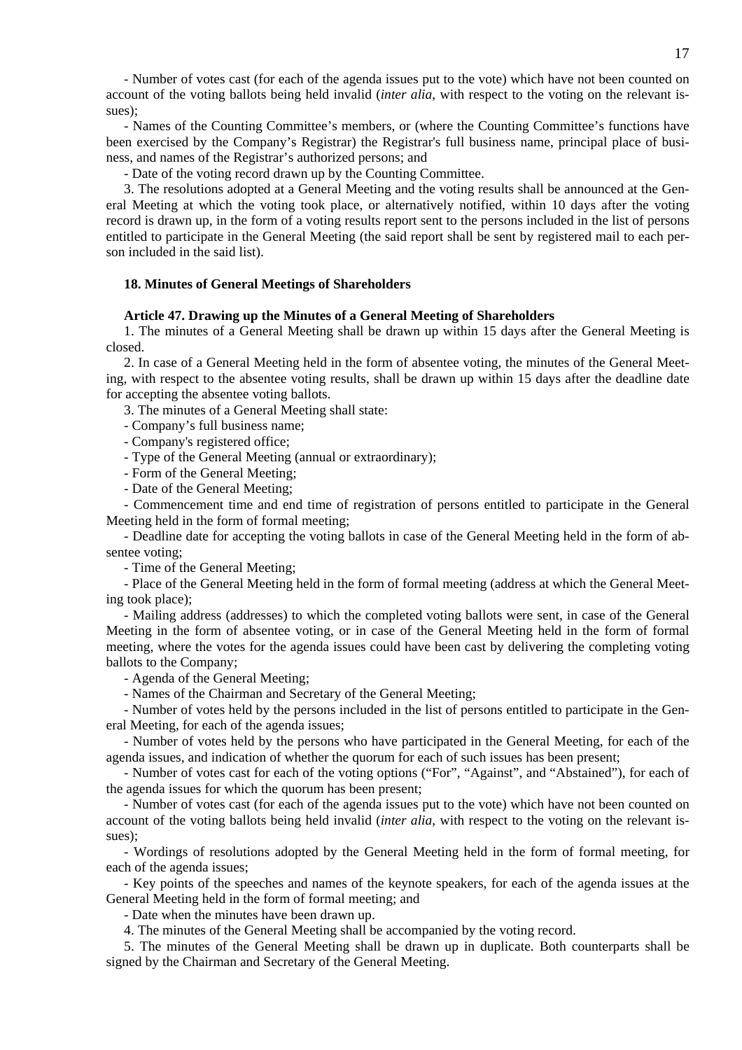- Number of votes cast (for each of the agenda issues put to the vote) which have not been counted on account of the voting ballots being held invalid (*inter alia*, with respect to the voting on the relevant issues);

- Names of the Counting Committee's members, or (where the Counting Committee's functions have been exercised by the Company's Registrar) the Registrar's full business name, principal place of business, and names of the Registrar's authorized persons; and

- Date of the voting record drawn up by the Counting Committee.

3. The resolutions adopted at a General Meeting and the voting results shall be announced at the General Meeting at which the voting took place, or alternatively notified, within 10 days after the voting record is drawn up, in the form of a voting results report sent to the persons included in the list of persons entitled to participate in the General Meeting (the said report shall be sent by registered mail to each person included in the said list).

## 18. Minutes of General Meetings of Shareholders

### Article 47. Drawing up the Minutes of a General Meeting of Shareholders

1. The minutes of a General Meeting shall be drawn up within 15 days after the General Meeting is closed.

2. In case of a General Meeting held in the form of absentee voting, the minutes of the General Meeting, with respect to the absentee voting results, shall be drawn up within 15 days after the deadline date for accepting the absentee voting ballots.

3. The minutes of a General Meeting shall state:

- Company's full business name;

- Company's registered office;

- Type of the General Meeting (annual or extraordinary);

- Form of the General Meeting;

- Date of the General Meeting;

- Commencement time and end time of registration of persons entitled to participate in the General Meeting held in the form of formal meeting;

- Deadline date for accepting the voting ballots in case of the General Meeting held in the form of absentee voting;

- Time of the General Meeting;

- Place of the General Meeting held in the form of formal meeting (address at which the General Meeting took place);

- Mailing address (addresses) to which the completed voting ballots were sent, in case of the General Meeting in the form of absentee voting, or in case of the General Meeting held in the form of formal meeting, where the votes for the agenda issues could have been cast by delivering the completing voting ballots to the Company;

- Agenda of the General Meeting;

- Names of the Chairman and Secretary of the General Meeting;

- Number of votes held by the persons included in the list of persons entitled to participate in the General Meeting, for each of the agenda issues;

- Number of votes held by the persons who have participated in the General Meeting, for each of the agenda issues, and indication of whether the quorum for each of such issues has been present;

- Number of votes cast for each of the voting options ("For", "Against", and "Abstained"), for each of the agenda issues for which the quorum has been present;

- Number of votes cast (for each of the agenda issues put to the vote) which have not been counted on account of the voting ballots being held invalid (*inter alia*, with respect to the voting on the relevant issues);

- Wordings of resolutions adopted by the General Meeting held in the form of formal meeting, for each of the agenda issues;

- Key points of the speeches and names of the keynote speakers, for each of the agenda issues at the General Meeting held in the form of formal meeting; and

- Date when the minutes have been drawn up.

4. The minutes of the General Meeting shall be accompanied by the voting record.

5. The minutes of the General Meeting shall be drawn up in duplicate. Both counterparts shall be signed by the Chairman and Secretary of the General Meeting.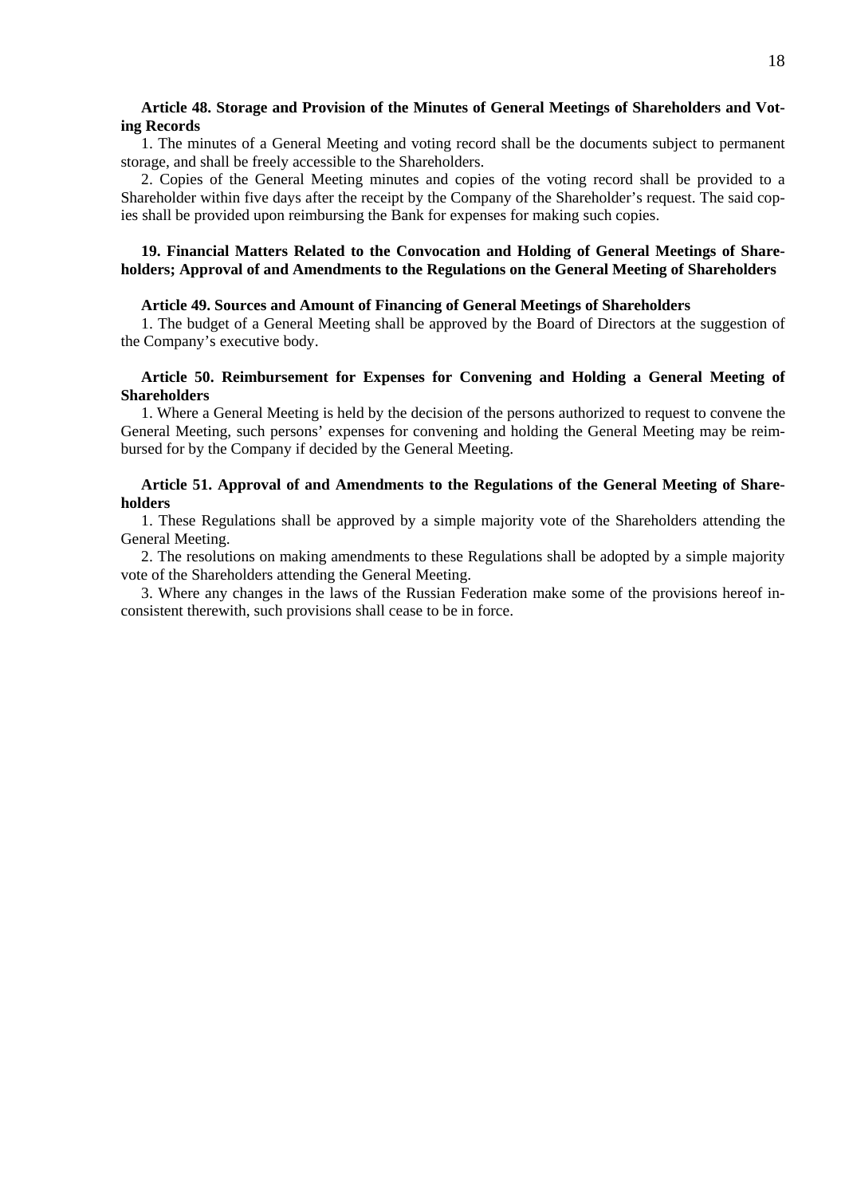### Article 48. Storage and Provision of the Minutes of General Meetings of Shareholders and Voting Records

1. The minutes of a General Meeting and voting record shall be the documents subject to permanent storage, and shall be freely accessible to the Shareholders.

2. Copies of the General Meeting minutes and copies of the voting record shall be provided to a Shareholder within five days after the receipt by the Company of the Shareholder's request. The said copies shall be provided upon reimbursing the Bank for expenses for making such copies.

## 19. Financial Matters Related to the Convocation and Holding of General Meetings of Shareholders; Approval of and Amendments to the Regulations on the General Meeting of Shareholders

### Article 49. Sources and Amount of Financing of General Meetings of Shareholders

1. The budget of a General Meeting shall be approved by the Board of Directors at the suggestion of the Company's executive body.

### Article 50. Reimbursement for Expenses for Convening and Holding a General Meeting of Shareholders

1. Where a General Meeting is held by the decision of the persons authorized to request to convene the General Meeting, such persons' expenses for convening and holding the General Meeting may be reimbursed for by the Company if decided by the General Meeting.

### Article 51. Approval of and Amendments to the Regulations of the General Meeting of Shareholders

1. These Regulations shall be approved by a simple majority vote of the Shareholders attending the General Meeting.

2. The resolutions on making amendments to these Regulations shall be adopted by a simple majority vote of the Shareholders attending the General Meeting.

3. Where any changes in the laws of the Russian Federation make some of the provisions hereof inconsistent therewith, such provisions shall cease to be in force.